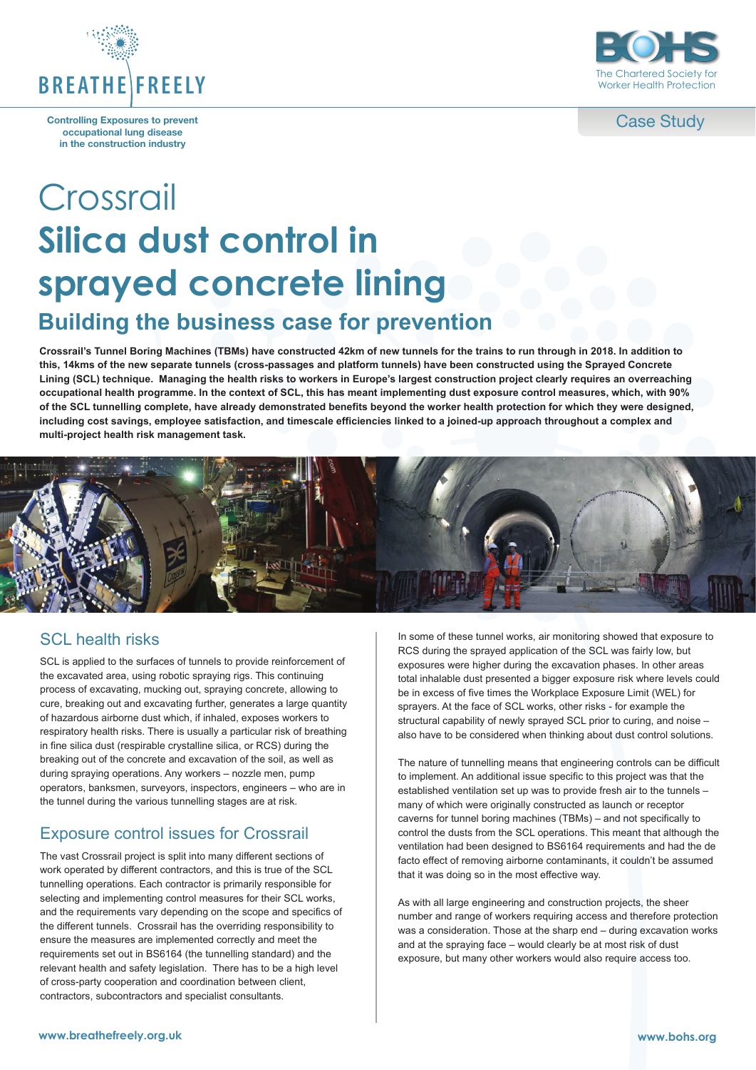BREATHE FREELY

Controlling Exposures to prevent occupational lung disease in the construction industry

BOHS
The Chartered Society for Worker Health Protection

Case Study

# Crossrail

# Silica dust control in sprayed concrete lining

## Building the business case for prevention

**Crossrail's Tunnel Boring Machines (TBMs) have constructed 42km of new tunnels for the trains to run through in 2018. In addition to this, 14kms of the new separate tunnels (cross-passages and platform tunnels) have been constructed using the Sprayed Concrete Lining (SCL) technique. Managing the health risks to workers in Europe's largest construction project clearly requires an overreaching occupational health programme. In the context of SCL, this has meant implementing dust exposure control measures, which, with 90% of the SCL tunnelling complete, have already demonstrated benefits beyond the worker health protection for which they were designed, including cost savings, employee satisfaction, and timescale efficiencies linked to a joined-up approach throughout a complex and multi-project health risk management task.**

## SCL health risks

SCL is applied to the surfaces of tunnels to provide reinforcement of the excavated area, using robotic spraying rigs. This continuing process of excavating, mucking out, spraying concrete, allowing to cure, breaking out and excavating further, generates a large quantity of hazardous airborne dust which, if inhaled, exposes workers to respiratory health risks. There is usually a particular risk of breathing in fine silica dust (respirable crystalline silica, or RCS) during the breaking out of the concrete and excavation of the soil, as well as during spraying operations. Any workers – nozzle men, pump operators, banksmen, surveyors, inspectors, engineers – who are in the tunnel during the various tunnelling stages are at risk.

## Exposure control issues for Crossrail

The vast Crossrail project is split into many different sections of work operated by different contractors, and this is true of the SCL tunnelling operations. Each contractor is primarily responsible for selecting and implementing control measures for their SCL works, and the requirements vary depending on the scope and specifics of the different tunnels. Crossrail has the overriding responsibility to ensure the measures are implemented correctly and meet the requirements set out in BS6164 (the tunnelling standard) and the relevant health and safety legislation. There has to be a high level of cross-party cooperation and coordination between client, contractors, subcontractors and specialist consultants.

In some of these tunnel works, air monitoring showed that exposure to RCS during the sprayed application of the SCL was fairly low, but exposures were higher during the excavation phases. In other areas total inhalable dust presented a bigger exposure risk where levels could be in excess of five times the Workplace Exposure Limit (WEL) for sprayers. At the face of SCL works, other risks - for example the structural capability of newly sprayed SCL prior to curing, and noise – also have to be considered when thinking about dust control solutions.

The nature of tunnelling means that engineering controls can be difficult to implement. An additional issue specific to this project was that the established ventilation set up was to provide fresh air to the tunnels – many of which were originally constructed as launch or receptor caverns for tunnel boring machines (TBMs) – and not specifically to control the dusts from the SCL operations. This meant that although the ventilation had been designed to BS6164 requirements and had the de facto effect of removing airborne contaminants, it couldn't be assumed that it was doing so in the most effective way.

As with all large engineering and construction projects, the sheer number and range of workers requiring access and therefore protection was a consideration. Those at the sharp end – during excavation works and at the spraying face – would clearly be at most risk of dust exposure, but many other workers would also require access too.

www.breathefreely.org.uk

www.bohs.org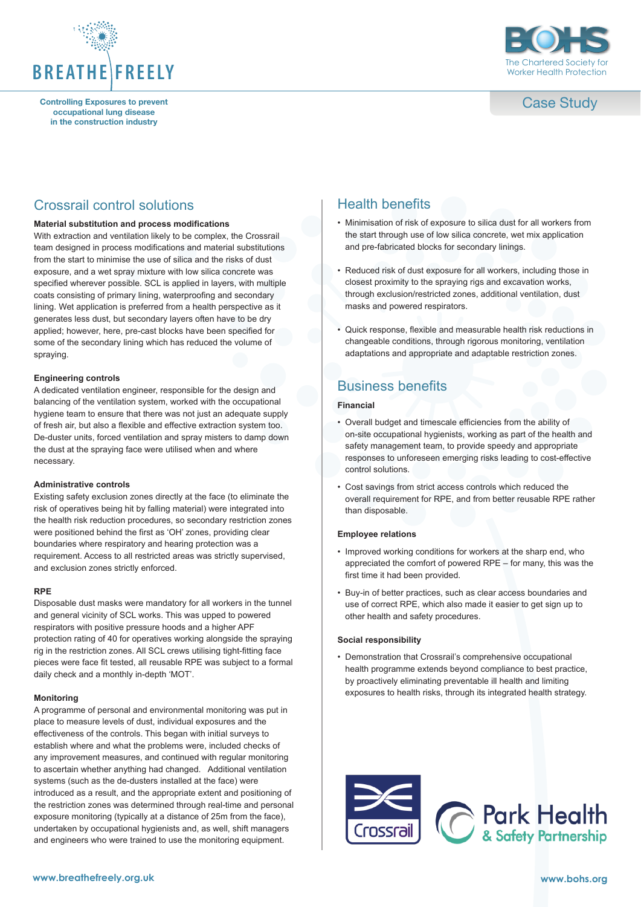Controlling Exposures to prevent occupational lung disease in the construction industry

Case Study

## Crossrail control solutions

### Material substitution and process modifications

With extraction and ventilation likely to be complex, the Crossrail team designed in process modifications and material substitutions from the start to minimise the use of silica and the risks of dust exposure, and a wet spray mixture with low silica concrete was specified wherever possible. SCL is applied in layers, with multiple coats consisting of primary lining, waterproofing and secondary lining. Wet application is preferred from a health perspective as it generates less dust, but secondary layers often have to be dry applied; however, here, pre-cast blocks have been specified for some of the secondary lining which has reduced the volume of spraying.

### Engineering controls

A dedicated ventilation engineer, responsible for the design and balancing of the ventilation system, worked with the occupational hygiene team to ensure that there was not just an adequate supply of fresh air, but also a flexible and effective extraction system too. De-duster units, forced ventilation and spray misters to damp down the dust at the spraying face were utilised when and where necessary.

### Administrative controls

Existing safety exclusion zones directly at the face (to eliminate the risk of operatives being hit by falling material) were integrated into the health risk reduction procedures, so secondary restriction zones were positioned behind the first as 'OH' zones, providing clear boundaries where respiratory and hearing protection was a requirement. Access to all restricted areas was strictly supervised, and exclusion zones strictly enforced.

### RPE

Disposable dust masks were mandatory for all workers in the tunnel and general vicinity of SCL works. This was upped to powered respirators with positive pressure hoods and a higher APF protection rating of 40 for operatives working alongside the spraying rig in the restriction zones. All SCL crews utilising tight-fitting face pieces were face fit tested, all reusable RPE was subject to a formal daily check and a monthly in-depth 'MOT'.

### Monitoring

A programme of personal and environmental monitoring was put in place to measure levels of dust, individual exposures and the effectiveness of the controls. This began with initial surveys to establish where and what the problems were, included checks of any improvement measures, and continued with regular monitoring to ascertain whether anything had changed. Additional ventilation systems (such as the de-dusters installed at the face) were introduced as a result, and the appropriate extent and positioning of the restriction zones was determined through real-time and personal exposure monitoring (typically at a distance of 25m from the face), undertaken by occupational hygienists and, as well, shift managers and engineers who were trained to use the monitoring equipment.

## Health benefits

- Minimisation of risk of exposure to silica dust for all workers from the start through use of low silica concrete, wet mix application and pre-fabricated blocks for secondary linings.
- Reduced risk of dust exposure for all workers, including those in closest proximity to the spraying rigs and excavation works, through exclusion/restricted zones, additional ventilation, dust masks and powered respirators.
- Quick response, flexible and measurable health risk reductions in changeable conditions, through rigorous monitoring, ventilation adaptations and appropriate and adaptable restriction zones.

## Business benefits

### Financial

- Overall budget and timescale efficiencies from the ability of on-site occupational hygienists, working as part of the health and safety management team, to provide speedy and appropriate responses to unforeseen emerging risks leading to cost-effective control solutions.
- Cost savings from strict access controls which reduced the overall requirement for RPE, and from better reusable RPE rather than disposable.

### Employee relations

- Improved working conditions for workers at the sharp end, who appreciated the comfort of powered RPE – for many, this was the first time it had been provided.
- Buy-in of better practices, such as clear access boundaries and use of correct RPE, which also made it easier to get sign up to other health and safety procedures.

### Social responsibility

- Demonstration that Crossrail's comprehensive occupational health programme extends beyond compliance to best practice, by proactively eliminating preventable ill health and limiting exposures to health risks, through its integrated health strategy.

www.breathefreely.org.uk

www.bohs.org